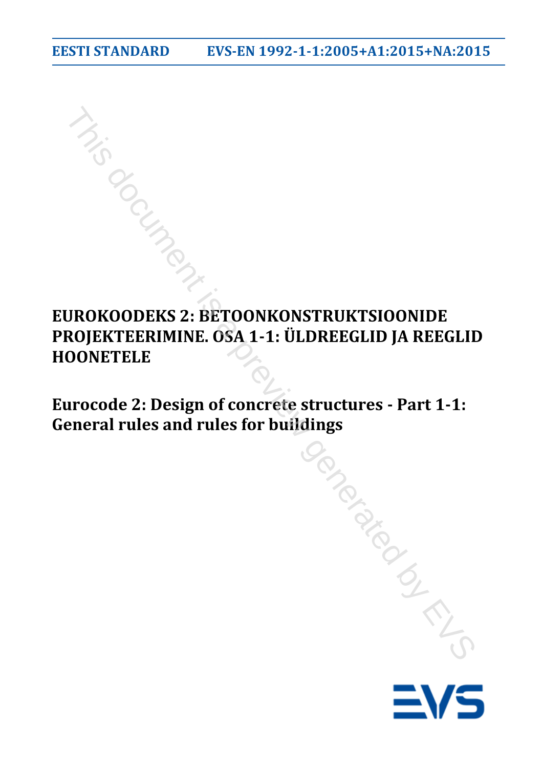EESTI STANDARD EVS-EN 1992-1-1:2005+A1:2015+NA:2015

# EUROKOODEKS 2: BETOONKONSTRUKTSIOONIDE PROJEKTEERIMINE. OSA 1-1: ÜLDREEGLID JA REEGLID HOONETELE

## Eurocode 2: Design of concrete structures - Part 1-1: General rules and rules for buildings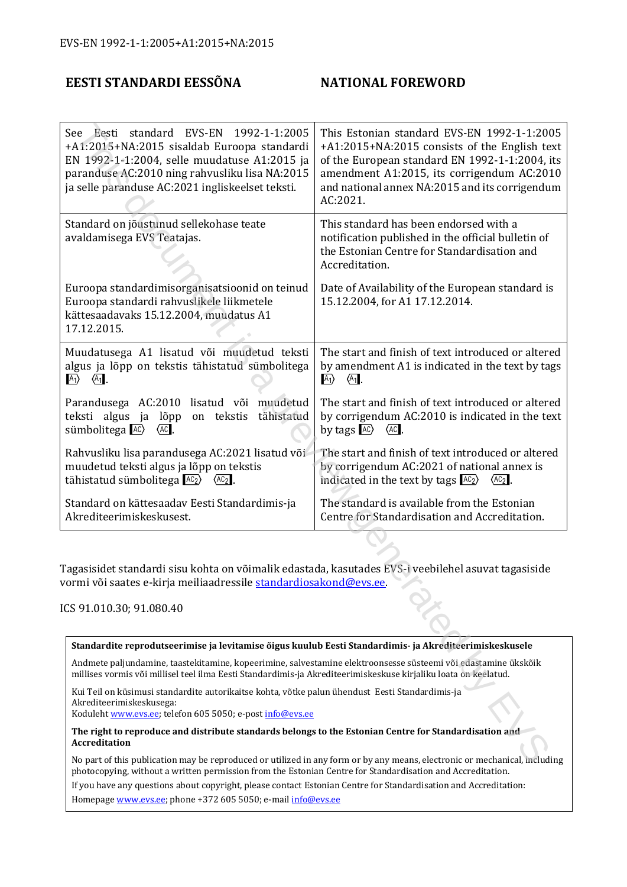EVS-EN 1992-1-1:2005+A1:2015+NA:2015

| EESTI STANDARDI EESSÕNA | NATIONAL FOREWORD |
| --- | --- |
| See Eesti standard EVS-EN 1992-1-1:2005 +A1:2015+NA:2015 sisaldab Euroopa standardi EN 1992-1-1:2004, selle muudatuse A1:2015 ja paranduse AC:2010 ning rahvusliku lisa NA:2015 ja selle paranduse AC:2021 ingliskeelset teksti. | This Estonian standard EVS-EN 1992-1-1:2005 +A1:2015+NA:2015 consists of the English text of the European standard EN 1992-1-1:2004, its amendment A1:2015, its corrigendum AC:2010 and national annex NA:2015 and its corrigendum AC:2021. |
| Standard on jõustunud sellekohase teate avaldamisega EVS Teatajas. <br><br> Euroopa standardimisorganisatsioonid on teinud Euroopa standardi rahvuslikele liikmetele kättesaadavaks 15.12.2004, muudatus A1 17.12.2015. | This standard has been endorsed with a notification published in the official bulletin of the Estonian Centre for Standardisation and Accreditation. <br><br> Date of Availability of the European standard is 15.12.2004, for A1 17.12.2014. |
| Muudatusega A1 lisatud või muudetud teksti algus ja lõpp on tekstis tähistatud sümbolitega [A1) (A1]. <br><br> Parandusega AC:2010 lisatud või muudetud teksti algus ja lõpp on tekstis tähistatud sümbolitega [AC) (AC]. <br><br> Rahvusliku lisa parandusega AC:2021 lisatud või muudetud teksti algus ja lõpp on tekstis tähistatud sümbolitega [AC2) (AC2]. <br><br> Standard on kättesaadav Eesti Standardimis-ja Akrediteerimiskeskusest. | The start and finish of text introduced or altered by amendment A1 is indicated in the text by tags [A1) (A1]. <br><br> The start and finish of text introduced or altered by corrigendum AC:2010 is indicated in the text by tags [AC) (AC]. <br><br> The start and finish of text introduced or altered by corrigendum AC:2021 of national annex is indicated in the text by tags [AC2) (AC2]. <br><br> The standard is available from the Estonian Centre for Standardisation and Accreditation. |

Tagasisidet standardi sisu kohta on võimalik edastada, kasutades EVS-i veebilehel asuvat tagasiside vormi või saates e-kirja meiliaadressile standardiosakond@evs.ee.

ICS 91.010.30; 91.080.40

**Standardite reprodutseerimise ja levitamise õigus kuulub Eesti Standardimis- ja Akrediteerimiskeskusele**

Andmete paljundamine, taastekitamine, kopeerimine, salvestamine elektroonsesse süsteemi või edastamine ükskõik millises vormis või millisel teel ilma Eesti Standardimis-ja Akrediteerimiskeskuse kirjaliku loata on keelatud.

Kui Teil on küsimusi standardite autorikaitse kohta, võtke palun ühendust Eesti Standardimis-ja Akrediteerimiskeskusega:
Koduleht www.evs.ee; telefon 605 5050; e-post info@evs.ee

**The right to reproduce and distribute standards belongs to the Estonian Centre for Standardisation and Accreditation**

No part of this publication may be reproduced or utilized in any form or by any means, electronic or mechanical, including photocopying, without a written permission from the Estonian Centre for Standardisation and Accreditation.

If you have any questions about copyright, please contact Estonian Centre for Standardisation and Accreditation:
Homepage www.evs.ee; phone +372 605 5050; e-mail info@evs.ee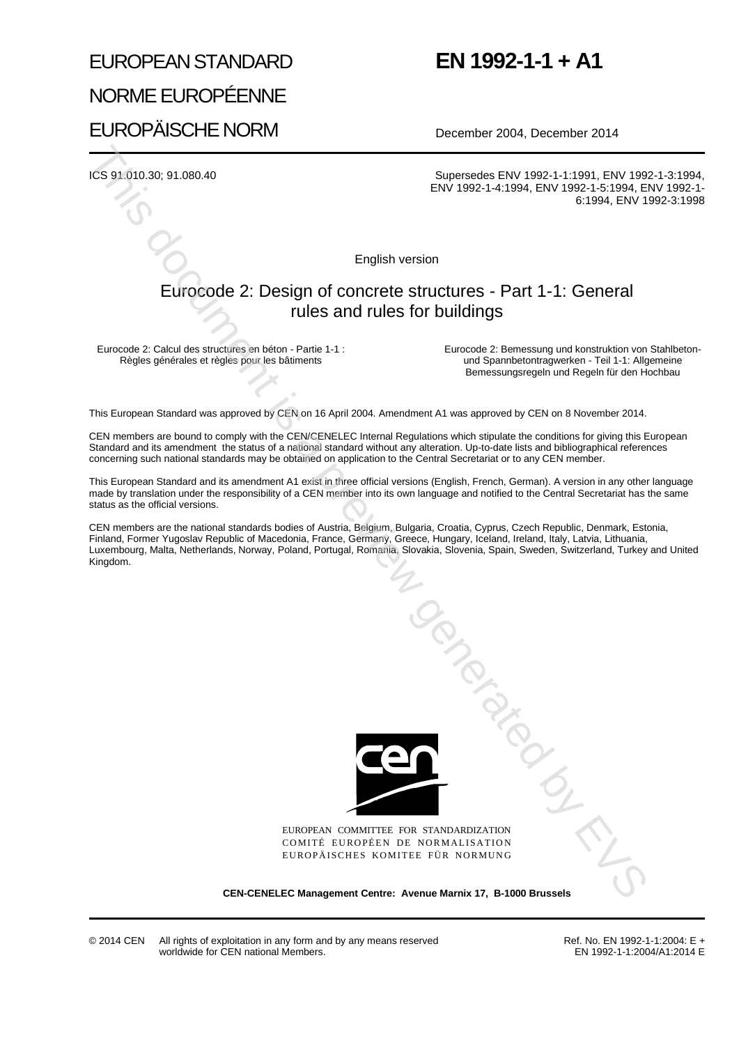# EUROPEAN STANDARD

# NORME EUROPÉENNE

# EUROPÄISCHE NORM

# EN 1992-1-1 + A1

December 2004, December 2014

ICS 91.010.30; 91.080.40

Supersedes ENV 1992-1-1:1991, ENV 1992-1-3:1994, ENV 1992-1-4:1994, ENV 1992-1-5:1994, ENV 1992-1-6:1994, ENV 1992-3:1998

English version

## Eurocode 2: Design of concrete structures - Part 1-1: General rules and rules for buildings

Eurocode 2: Calcul des structures en béton - Partie 1-1 : Règles générales et règles pour les bâtiments

Eurocode 2: Bemessung und konstruktion von Stahlbeton- und Spannbetontragwerken - Teil 1-1: Allgemeine Bemessungsregeln und Regeln für den Hochbau

This European Standard was approved by CEN on 16 April 2004. Amendment A1 was approved by CEN on 8 November 2014.

CEN members are bound to comply with the CEN/CENELEC Internal Regulations which stipulate the conditions for giving this European Standard and its amendment the status of a national standard without any alteration. Up-to-date lists and bibliographical references concerning such national standards may be obtained on application to the Central Secretariat or to any CEN member.

This European Standard and its amendment A1 exist in three official versions (English, French, German). A version in any other language made by translation under the responsibility of a CEN member into its own language and notified to the Central Secretariat has the same status as the official versions.

CEN members are the national standards bodies of Austria, Belgium, Bulgaria, Croatia, Cyprus, Czech Republic, Denmark, Estonia, Finland, Former Yugoslav Republic of Macedonia, France, Germany, Greece, Hungary, Iceland, Ireland, Italy, Latvia, Lithuania, Luxembourg, Malta, Netherlands, Norway, Poland, Portugal, Romania, Slovakia, Slovenia, Spain, Sweden, Switzerland, Turkey and United Kingdom.

EUROPEAN COMMITTEE FOR STANDARDIZATION
COMITÉ EUROPÉEN DE NORMALISATION
EUROPÄISCHES KOMITEE FÜR NORMUNG

**CEN-CENELEC Management Centre: Avenue Marnix 17, B-1000 Brussels**

© 2014 CEN All rights of exploitation in any form and by any means reserved worldwide for CEN national Members.

Ref. No. EN 1992-1-1:2004: E + EN 1992-1-1:2004/A1:2014 E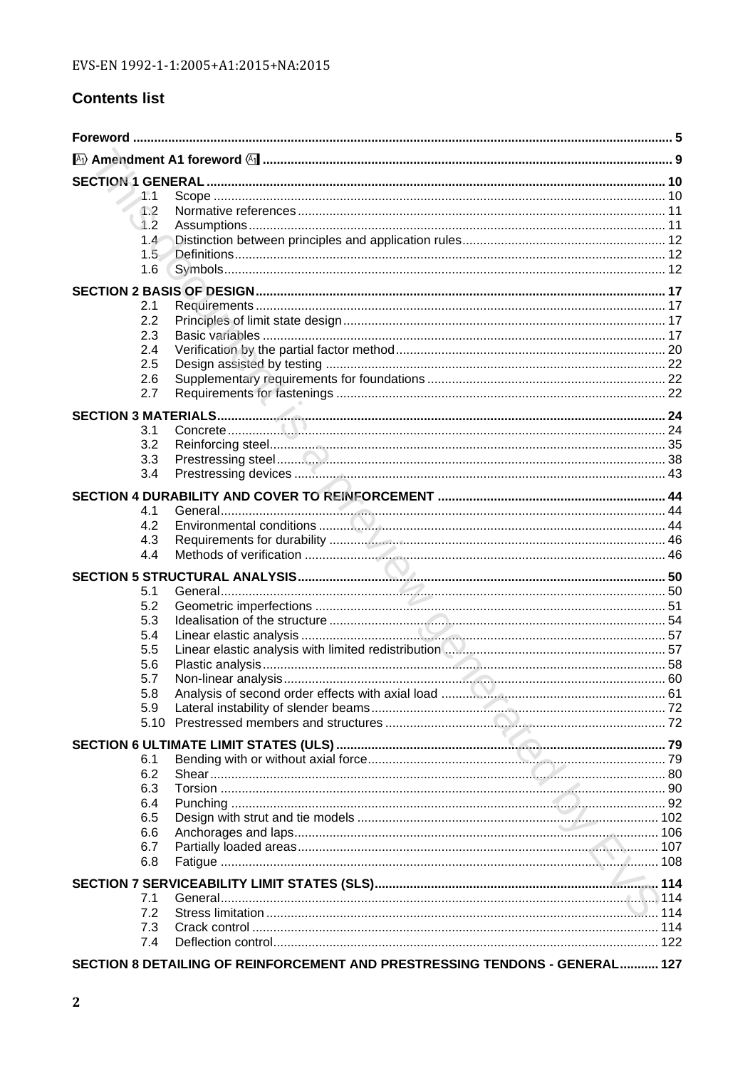## Contents list

| | | |
|---|---|---|
| **Foreword** | | **5** |
| **A1) Amendment A1 foreword (A1** | | **9** |
| **SECTION 1 GENERAL** | | **10** |
| 1.1 | Scope | 10 |
| 1.2 | Normative references | 11 |
| 1.2 | Assumptions | 11 |
| 1.4 | Distinction between principles and application rules | 12 |
| 1.5 | Definitions | 12 |
| 1.6 | Symbols | 12 |
| **SECTION 2 BASIS OF DESIGN** | | **17** |
| 2.1 | Requirements | 17 |
| 2.2 | Principles of limit state design | 17 |
| 2.3 | Basic variables | 17 |
| 2.4 | Verification by the partial factor method | 20 |
| 2.5 | Design assisted by testing | 22 |
| 2.6 | Supplementary requirements for foundations | 22 |
| 2.7 | Requirements for fastenings | 22 |
| **SECTION 3 MATERIALS** | | **24** |
| 3.1 | Concrete | 24 |
| 3.2 | Reinforcing steel | 35 |
| 3.3 | Prestressing steel | 38 |
| 3.4 | Prestressing devices | 43 |
| **SECTION 4 DURABILITY AND COVER TO REINFORCEMENT** | | **44** |
| 4.1 | General | 44 |
| 4.2 | Environmental conditions | 44 |
| 4.3 | Requirements for durability | 46 |
| 4.4 | Methods of verification | 46 |
| **SECTION 5 STRUCTURAL ANALYSIS** | | **50** |
| 5.1 | General | 50 |
| 5.2 | Geometric imperfections | 51 |
| 5.3 | Idealisation of the structure | 54 |
| 5.4 | Linear elastic analysis | 57 |
| 5.5 | Linear elastic analysis with limited redistribution | 57 |
| 5.6 | Plastic analysis | 58 |
| 5.7 | Non-linear analysis | 60 |
| 5.8 | Analysis of second order effects with axial load | 61 |
| 5.9 | Lateral instability of slender beams | 72 |
| 5.10 | Prestressed members and structures | 72 |
| **SECTION 6 ULTIMATE LIMIT STATES (ULS)** | | **79** |
| 6.1 | Bending with or without axial force | 79 |
| 6.2 | Shear | 80 |
| 6.3 | Torsion | 90 |
| 6.4 | Punching | 92 |
| 6.5 | Design with strut and tie models | 102 |
| 6.6 | Anchorages and laps | 106 |
| 6.7 | Partially loaded areas | 107 |
| 6.8 | Fatigue | 108 |
| **SECTION 7 SERVICEABILITY LIMIT STATES (SLS)** | | **114** |
| 7.1 | General | 114 |
| 7.2 | Stress limitation | 114 |
| 7.3 | Crack control | 114 |
| 7.4 | Deflection control | 122 |
| **SECTION 8 DETAILING OF REINFORCEMENT AND PRESTRESSING TENDONS - GENERAL** | | **127** |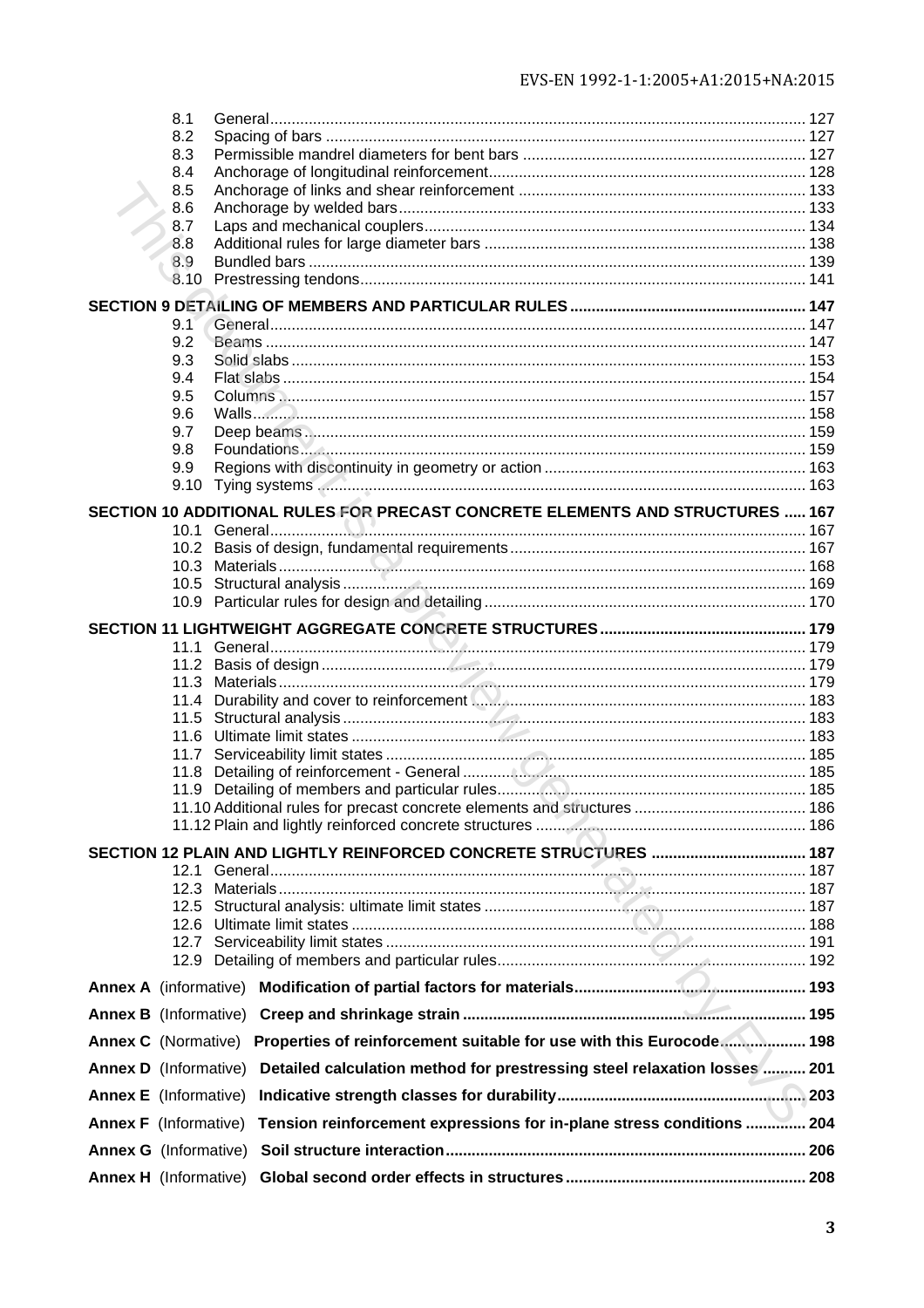8.1 General ........................................................................................................................... 127
8.2 Spacing of bars ............................................................................................................. 127
8.3 Permissible mandrel diameters for bent bars ................................................................ 127
8.4 Anchorage of longitudinal reinforcement ....................................................................... 128
8.5 Anchorage of links and shear reinforcement ................................................................. 133
8.6 Anchorage by welded bars ............................................................................................ 133
8.7 Laps and mechanical couplers ...................................................................................... 134
8.8 Additional rules for large diameter bars ........................................................................ 138
8.9 Bundled bars ................................................................................................................. 139
8.10 Prestressing tendons ................................................................................................... 141

**SECTION 9 DETAILING OF MEMBERS AND PARTICULAR RULES ..................................................... 147**

9.1 General ........................................................................................................................... 147
9.2 Beams ............................................................................................................................ 147
9.3 Solid slabs ..................................................................................................................... 153
9.4 Flat slabs ....................................................................................................................... 154
9.5 Columns ......................................................................................................................... 157
9.6 Walls .............................................................................................................................. 158
9.7 Deep beams ................................................................................................................... 159
9.8 Foundations ................................................................................................................... 159
9.9 Regions with discontinuity in geometry or action ........................................................... 163
9.10 Tying systems .............................................................................................................. 163

**SECTION 10 ADDITIONAL RULES FOR PRECAST CONCRETE ELEMENTS AND STRUCTURES ..... 167**

10.1 General ......................................................................................................................... 167
10.2 Basis of design, fundamental requirements .................................................................. 167
10.3 Materials ....................................................................................................................... 168
10.5 Structural analysis ........................................................................................................ 169
10.9 Particular rules for design and detailing ........................................................................ 170

**SECTION 11 LIGHTWEIGHT AGGREGATE CONCRETE STRUCTURES ............................................... 179**

11.1 General ......................................................................................................................... 179
11.2 Basis of design .............................................................................................................. 179
11.3 Materials ....................................................................................................................... 179
11.4 Durability and cover to reinforcement ........................................................................... 183
11.5 Structural analysis ........................................................................................................ 183
11.6 Ultimate limit states ...................................................................................................... 183
11.7 Serviceability limit states ............................................................................................... 185
11.8 Detailing of reinforcement - General ............................................................................. 185
11.9 Detailing of members and particular rules ..................................................................... 185
11.10 Additional rules for precast concrete elements and structures ................................... 186
11.12 Plain and lightly reinforced concrete structures .......................................................... 186

**SECTION 12 PLAIN AND LIGHTLY REINFORCED CONCRETE STRUCTURES .................................. 187**

12.1 General ......................................................................................................................... 187
12.3 Materials ....................................................................................................................... 187
12.5 Structural analysis: ultimate limit states ........................................................................ 187
12.6 Ultimate limit states ...................................................................................................... 188
12.7 Serviceability limit states ............................................................................................... 191
12.9 Detailing of members and particular rules ..................................................................... 192

**Annex A** (informative) **Modification of partial factors for materials ..................................................... 193**

**Annex B** (Informative) **Creep and shrinkage strain ............................................................................... 195**

**Annex C** (Normative) **Properties of reinforcement suitable for use with this Eurocode ................... 198**

**Annex D** (Informative) **Detailed calculation method for prestressing steel relaxation losses .......... 201**

**Annex E** (Informative) **Indicative strength classes for durability ..................................................... 203**

**Annex F** (Informative) **Tension reinforcement expressions for in-plane stress conditions .............. 204**

**Annex G** (Informative) **Soil structure interaction .................................................................................. 206**

**Annex H** (Informative) **Global second order effects in structures ....................................................... 208**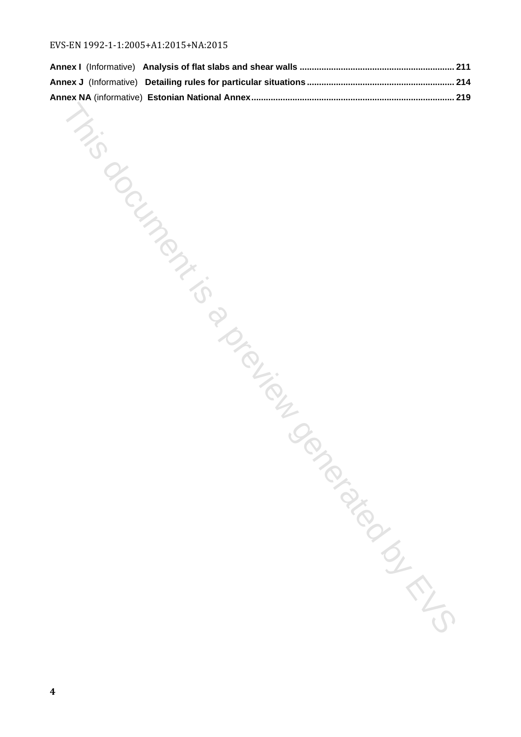**Annex I** (Informative) **Analysis of flat slabs and shear walls** ............................................................... 211

**Annex J** (Informative) **Detailing rules for particular situations** ............................................................ 214

**Annex NA** (informative) **Estonian National Annex** .................................................................................. 219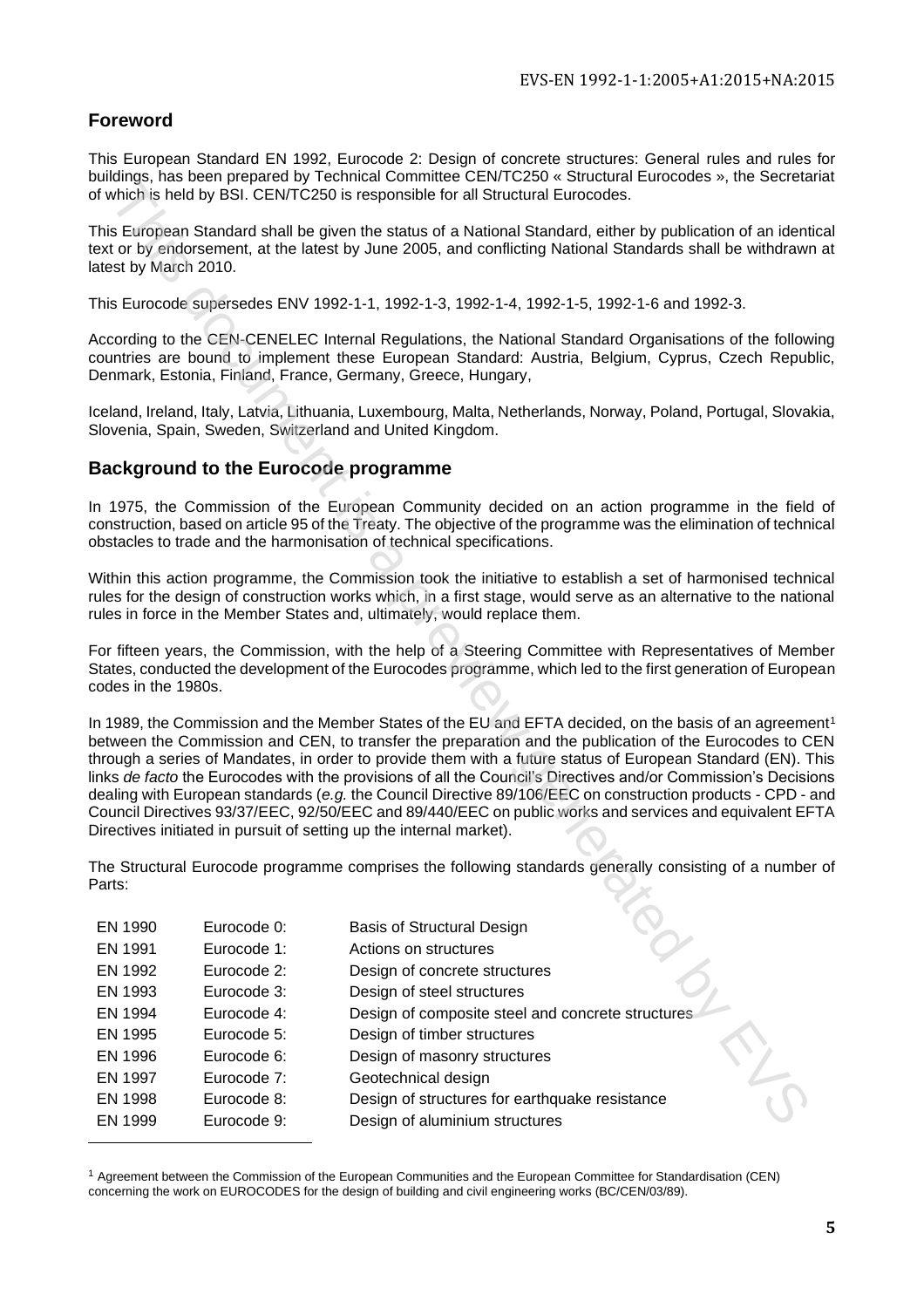## Foreword

This European Standard EN 1992, Eurocode 2: Design of concrete structures: General rules and rules for buildings, has been prepared by Technical Committee CEN/TC250 « Structural Eurocodes », the Secretariat of which is held by BSI. CEN/TC250 is responsible for all Structural Eurocodes.

This European Standard shall be given the status of a National Standard, either by publication of an identical text or by endorsement, at the latest by June 2005, and conflicting National Standards shall be withdrawn at latest by March 2010.

This Eurocode supersedes ENV 1992-1-1, 1992-1-3, 1992-1-4, 1992-1-5, 1992-1-6 and 1992-3.

According to the CEN-CENELEC Internal Regulations, the National Standard Organisations of the following countries are bound to implement these European Standard: Austria, Belgium, Cyprus, Czech Republic, Denmark, Estonia, Finland, France, Germany, Greece, Hungary,

Iceland, Ireland, Italy, Latvia, Lithuania, Luxembourg, Malta, Netherlands, Norway, Poland, Portugal, Slovakia, Slovenia, Spain, Sweden, Switzerland and United Kingdom.

## Background to the Eurocode programme

In 1975, the Commission of the European Community decided on an action programme in the field of construction, based on article 95 of the Treaty. The objective of the programme was the elimination of technical obstacles to trade and the harmonisation of technical specifications.

Within this action programme, the Commission took the initiative to establish a set of harmonised technical rules for the design of construction works which, in a first stage, would serve as an alternative to the national rules in force in the Member States and, ultimately, would replace them.

For fifteen years, the Commission, with the help of a Steering Committee with Representatives of Member States, conducted the development of the Eurocodes programme, which led to the first generation of European codes in the 1980s.

In 1989, the Commission and the Member States of the EU and EFTA decided, on the basis of an agreement[1] between the Commission and CEN, to transfer the preparation and the publication of the Eurocodes to CEN through a series of Mandates, in order to provide them with a future status of European Standard (EN). This links *de facto* the Eurocodes with the provisions of all the Council's Directives and/or Commission's Decisions dealing with European standards (*e.g.* the Council Directive 89/106/EEC on construction products - CPD - and Council Directives 93/37/EEC, 92/50/EEC and 89/440/EEC on public works and services and equivalent EFTA Directives initiated in pursuit of setting up the internal market).

The Structural Eurocode programme comprises the following standards generally consisting of a number of Parts:

| | | |
|---|---|---|
| EN 1990 | Eurocode 0: | Basis of Structural Design |
| EN 1991 | Eurocode 1: | Actions on structures |
| EN 1992 | Eurocode 2: | Design of concrete structures |
| EN 1993 | Eurocode 3: | Design of steel structures |
| EN 1994 | Eurocode 4: | Design of composite steel and concrete structures |
| EN 1995 | Eurocode 5: | Design of timber structures |
| EN 1996 | Eurocode 6: | Design of masonry structures |
| EN 1997 | Eurocode 7: | Geotechnical design |
| EN 1998 | Eurocode 8: | Design of structures for earthquake resistance |
| EN 1999 | Eurocode 9: | Design of aluminium structures |

[1] Agreement between the Commission of the European Communities and the European Committee for Standardisation (CEN) concerning the work on EUROCODES for the design of building and civil engineering works (BC/CEN/03/89).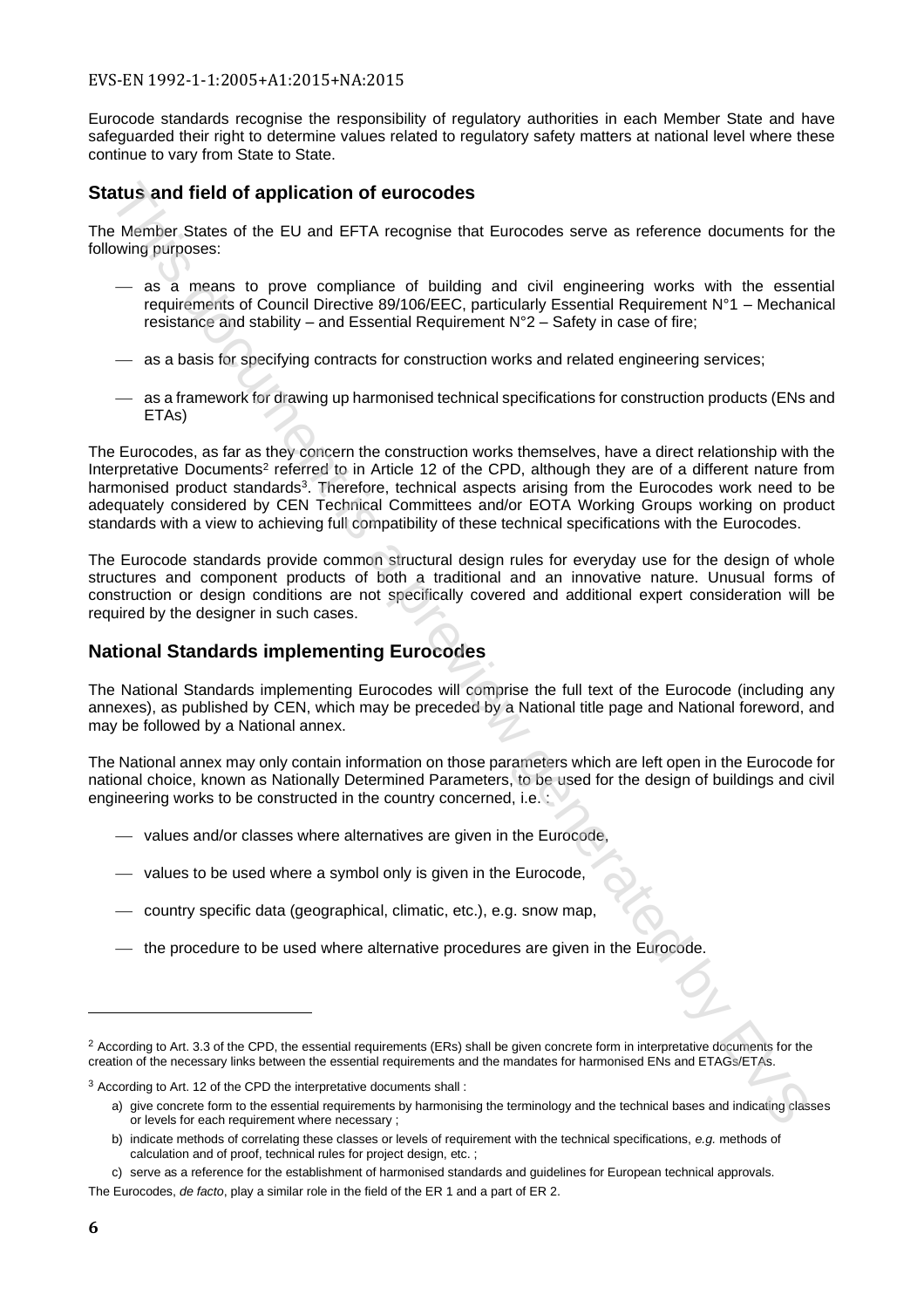Eurocode standards recognise the responsibility of regulatory authorities in each Member State and have safeguarded their right to determine values related to regulatory safety matters at national level where these continue to vary from State to State.

## Status and field of application of eurocodes

The Member States of the EU and EFTA recognise that Eurocodes serve as reference documents for the following purposes:

- as a means to prove compliance of building and civil engineering works with the essential requirements of Council Directive 89/106/EEC, particularly Essential Requirement N°1 – Mechanical resistance and stability – and Essential Requirement N°2 – Safety in case of fire;
- as a basis for specifying contracts for construction works and related engineering services;
- as a framework for drawing up harmonised technical specifications for construction products (ENs and ETAs)

The Eurocodes, as far as they concern the construction works themselves, have a direct relationship with the Interpretative Documents[2] referred to in Article 12 of the CPD, although they are of a different nature from harmonised product standards[3]. Therefore, technical aspects arising from the Eurocodes work need to be adequately considered by CEN Technical Committees and/or EOTA Working Groups working on product standards with a view to achieving full compatibility of these technical specifications with the Eurocodes.

The Eurocode standards provide common structural design rules for everyday use for the design of whole structures and component products of both a traditional and an innovative nature. Unusual forms of construction or design conditions are not specifically covered and additional expert consideration will be required by the designer in such cases.

## National Standards implementing Eurocodes

The National Standards implementing Eurocodes will comprise the full text of the Eurocode (including any annexes), as published by CEN, which may be preceded by a National title page and National foreword, and may be followed by a National annex.

The National annex may only contain information on those parameters which are left open in the Eurocode for national choice, known as Nationally Determined Parameters, to be used for the design of buildings and civil engineering works to be constructed in the country concerned, i.e. :

- values and/or classes where alternatives are given in the Eurocode,
- values to be used where a symbol only is given in the Eurocode,
- country specific data (geographical, climatic, etc.), e.g. snow map,
- the procedure to be used where alternative procedures are given in the Eurocode.

---

[2] According to Art. 3.3 of the CPD, the essential requirements (ERs) shall be given concrete form in interpretative documents for the creation of the necessary links between the essential requirements and the mandates for harmonised ENs and ETAGs/ETAs.

[3] According to Art. 12 of the CPD the interpretative documents shall :

a) give concrete form to the essential requirements by harmonising the terminology and the technical bases and indicating classes or levels for each requirement where necessary ;

b) indicate methods of correlating these classes or levels of requirement with the technical specifications, *e.g.* methods of calculation and of proof, technical rules for project design, etc. ;

c) serve as a reference for the establishment of harmonised standards and guidelines for European technical approvals.

The Eurocodes, *de facto*, play a similar role in the field of the ER 1 and a part of ER 2.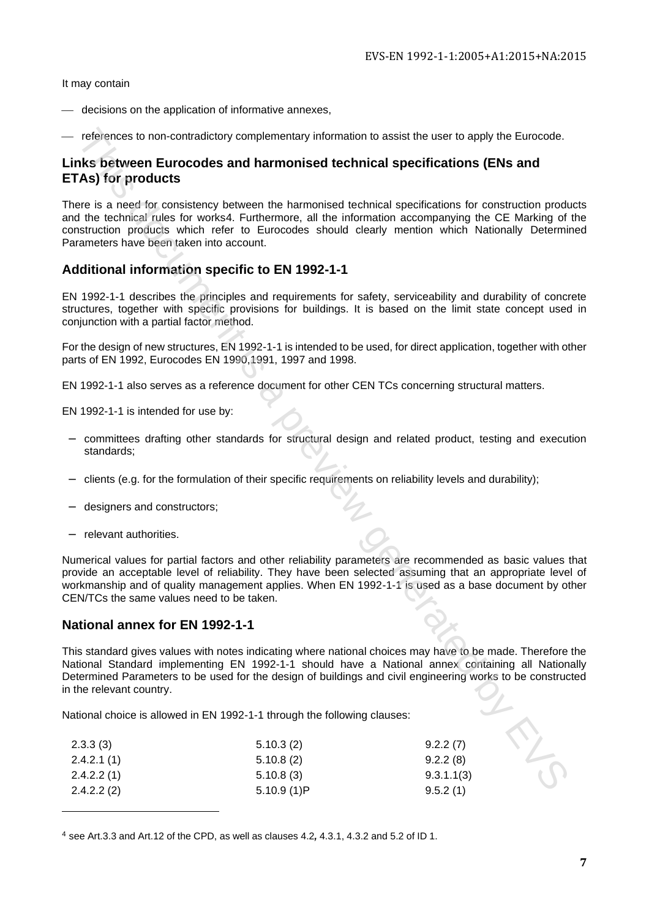It may contain

- decisions on the application of informative annexes,
- references to non-contradictory complementary information to assist the user to apply the Eurocode.

## Links between Eurocodes and harmonised technical specifications (ENs and ETAs) for products

There is a need for consistency between the harmonised technical specifications for construction products and the technical rules for works4. Furthermore, all the information accompanying the CE Marking of the construction products which refer to Eurocodes should clearly mention which Nationally Determined Parameters have been taken into account.

## Additional information specific to EN 1992-1-1

EN 1992-1-1 describes the principles and requirements for safety, serviceability and durability of concrete structures, together with specific provisions for buildings. It is based on the limit state concept used in conjunction with a partial factor method.

For the design of new structures, EN 1992-1-1 is intended to be used, for direct application, together with other parts of EN 1992, Eurocodes EN 1990,1991, 1997 and 1998.

EN 1992-1-1 also serves as a reference document for other CEN TCs concerning structural matters.

EN 1992-1-1 is intended for use by:

- committees drafting other standards for structural design and related product, testing and execution standards;
- clients (e.g. for the formulation of their specific requirements on reliability levels and durability);
- designers and constructors;
- relevant authorities.

Numerical values for partial factors and other reliability parameters are recommended as basic values that provide an acceptable level of reliability. They have been selected assuming that an appropriate level of workmanship and of quality management applies. When EN 1992-1-1 is used as a base document by other CEN/TCs the same values need to be taken.

## National annex for EN 1992-1-1

This standard gives values with notes indicating where national choices may have to be made. Therefore the National Standard implementing EN 1992-1-1 should have a National annex containing all Nationally Determined Parameters to be used for the design of buildings and civil engineering works to be constructed in the relevant country.

National choice is allowed in EN 1992-1-1 through the following clauses:

| | | |
|---|---|---|
| 2.3.3 (3) | 5.10.3 (2) | 9.2.2 (7) |
| 2.4.2.1 (1) | 5.10.8 (2) | 9.2.2 (8) |
| 2.4.2.2 (1) | 5.10.8 (3) | 9.3.1.1(3) |
| 2.4.2.2 (2) | 5.10.9 (1)P | 9.5.2 (1) |

---

[4] see Art.3.3 and Art.12 of the CPD, as well as clauses 4.2, 4.3.1, 4.3.2 and 5.2 of ID 1.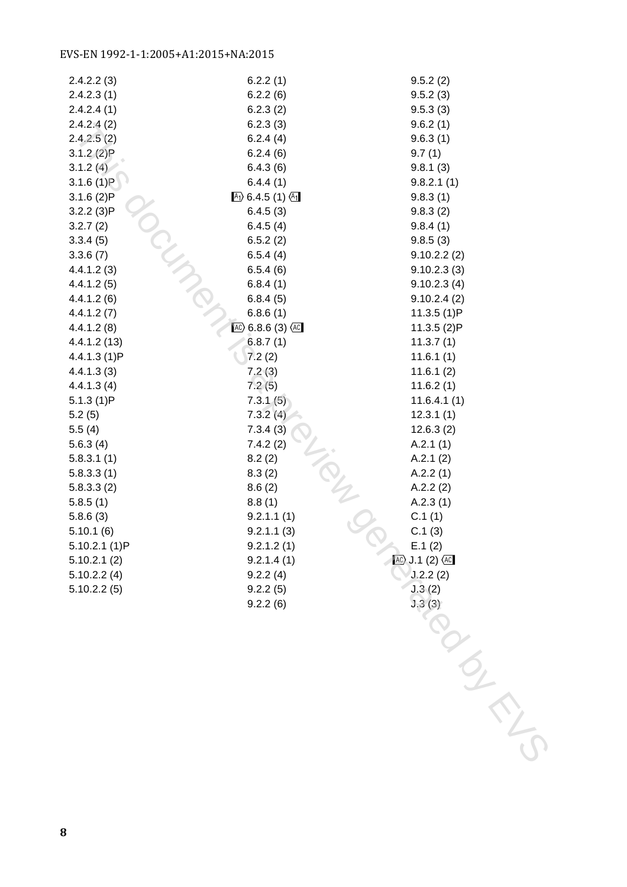2.4.2.2 (3)
2.4.2.3 (1)
2.4.2.4 (1)
2.4.2.4 (2)
2.4.2.5 (2)
3.1.2 (2)P
3.1.2 (4)
3.1.6 (1)P
3.1.6 (2)P
3.2.2 (3)P
3.2.7 (2)
3.3.4 (5)
3.3.6 (7)
4.4.1.2 (3)
4.4.1.2 (5)
4.4.1.2 (6)
4.4.1.2 (7)
4.4.1.2 (8)
4.4.1.2 (13)
4.4.1.3 (1)P
4.4.1.3 (3)
4.4.1.3 (4)
5.1.3 (1)P
5.2 (5)
5.5 (4)
5.6.3 (4)
5.8.3.1 (1)
5.8.3.3 (1)
5.8.3.3 (2)
5.8.5 (1)
5.8.6 (3)
5.10.1 (6)
5.10.2.1 (1)P
5.10.2.1 (2)
5.10.2.2 (4)
5.10.2.2 (5)

6.2.2 (1)
6.2.2 (6)
6.2.3 (2)
6.2.3 (3)
6.2.4 (4)
6.2.4 (6)
6.4.3 (6)
6.4.4 (1)
A1 6.4.5 (1) A1
6.4.5 (3)
6.4.5 (4)
6.5.2 (2)
6.5.4 (4)
6.5.4 (6)
6.8.4 (1)
6.8.4 (5)
6.8.6 (1)
AC 6.8.6 (3) AC
6.8.7 (1)
7.2 (2)
7.2 (3)
7.2 (5)
7.3.1 (5)
7.3.2 (4)
7.3.4 (3)
7.4.2 (2)
8.2 (2)
8.3 (2)
8.6 (2)
8.8 (1)
9.2.1.1 (1)
9.2.1.1 (3)
9.2.1.2 (1)
9.2.1.4 (1)
9.2.2 (4)
9.2.2 (5)
9.2.2 (6)

9.5.2 (2)
9.5.2 (3)
9.5.3 (3)
9.6.2 (1)
9.6.3 (1)
9.7 (1)
9.8.1 (3)
9.8.2.1 (1)
9.8.3 (1)
9.8.3 (2)
9.8.4 (1)
9.8.5 (3)
9.10.2.2 (2)
9.10.2.3 (3)
9.10.2.3 (4)
9.10.2.4 (2)
11.3.5 (1)P
11.3.5 (2)P
11.3.7 (1)
11.6.1 (1)
11.6.1 (2)
11.6.2 (1)
11.6.4.1 (1)
12.3.1 (1)
12.6.3 (2)
A.2.1 (1)
A.2.1 (2)
A.2.2 (1)
A.2.2 (2)
A.2.3 (1)
C.1 (1)
C.1 (3)
E.1 (2)
AC J.1 (2) AC
J.2.2 (2)
J.3 (2)
J.3 (3)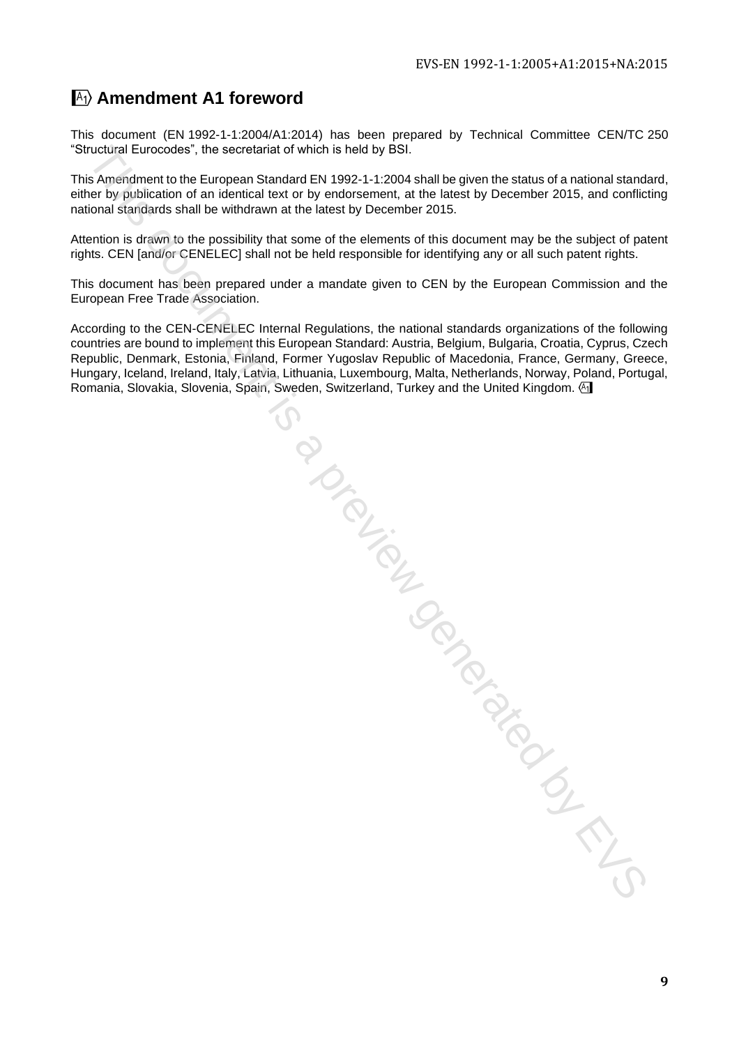## A1 Amendment A1 foreword

This document (EN 1992-1-1:2004/A1:2014) has been prepared by Technical Committee CEN/TC 250 "Structural Eurocodes", the secretariat of which is held by BSI.

This Amendment to the European Standard EN 1992-1-1:2004 shall be given the status of a national standard, either by publication of an identical text or by endorsement, at the latest by December 2015, and conflicting national standards shall be withdrawn at the latest by December 2015.

Attention is drawn to the possibility that some of the elements of this document may be the subject of patent rights. CEN [and/or CENELEC] shall not be held responsible for identifying any or all such patent rights.

This document has been prepared under a mandate given to CEN by the European Commission and the European Free Trade Association.

According to the CEN-CENELEC Internal Regulations, the national standards organizations of the following countries are bound to implement this European Standard: Austria, Belgium, Bulgaria, Croatia, Cyprus, Czech Republic, Denmark, Estonia, Finland, Former Yugoslav Republic of Macedonia, France, Germany, Greece, Hungary, Iceland, Ireland, Italy, Latvia, Lithuania, Luxembourg, Malta, Netherlands, Norway, Poland, Portugal, Romania, Slovakia, Slovenia, Spain, Sweden, Switzerland, Turkey and the United Kingdom. A1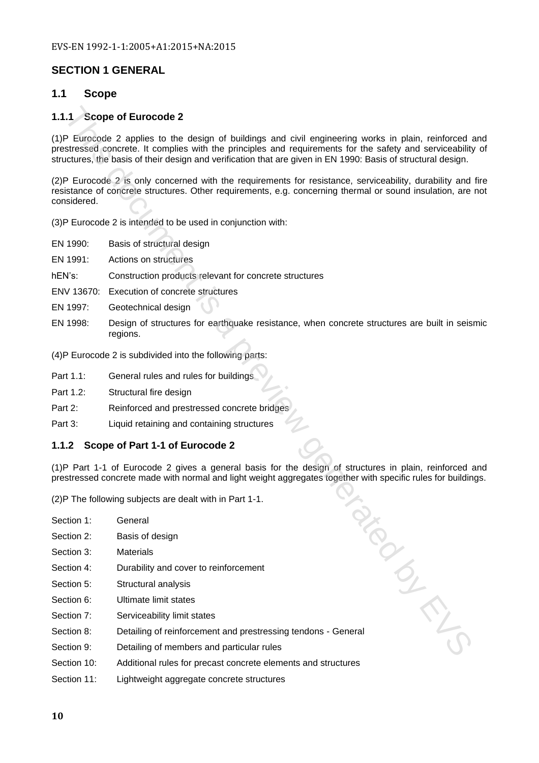## SECTION 1 GENERAL

### 1.1 Scope

#### 1.1.1 Scope of Eurocode 2

(1)P Eurocode 2 applies to the design of buildings and civil engineering works in plain, reinforced and prestressed concrete. It complies with the principles and requirements for the safety and serviceability of structures, the basis of their design and verification that are given in EN 1990: Basis of structural design.

(2)P Eurocode 2 is only concerned with the requirements for resistance, serviceability, durability and fire resistance of concrete structures. Other requirements, e.g. concerning thermal or sound insulation, are not considered.

(3)P Eurocode 2 is intended to be used in conjunction with:

EN 1990: Basis of structural design

EN 1991: Actions on structures

hEN's: Construction products relevant for concrete structures

ENV 13670: Execution of concrete structures

EN 1997: Geotechnical design

EN 1998: Design of structures for earthquake resistance, when concrete structures are built in seismic regions.

(4)P Eurocode 2 is subdivided into the following parts:

Part 1.1: General rules and rules for buildings

Part 1.2: Structural fire design

Part 2: Reinforced and prestressed concrete bridges

Part 3: Liquid retaining and containing structures

#### 1.1.2 Scope of Part 1-1 of Eurocode 2

(1)P Part 1-1 of Eurocode 2 gives a general basis for the design of structures in plain, reinforced and prestressed concrete made with normal and light weight aggregates together with specific rules for buildings.

(2)P The following subjects are dealt with in Part 1-1.

Section 1: General

Section 2: Basis of design

Section 3: Materials

Section 4: Durability and cover to reinforcement

Section 5: Structural analysis

Section 6: Ultimate limit states

Section 7: Serviceability limit states

Section 8: Detailing of reinforcement and prestressing tendons - General

Section 9: Detailing of members and particular rules

Section 10: Additional rules for precast concrete elements and structures

Section 11: Lightweight aggregate concrete structures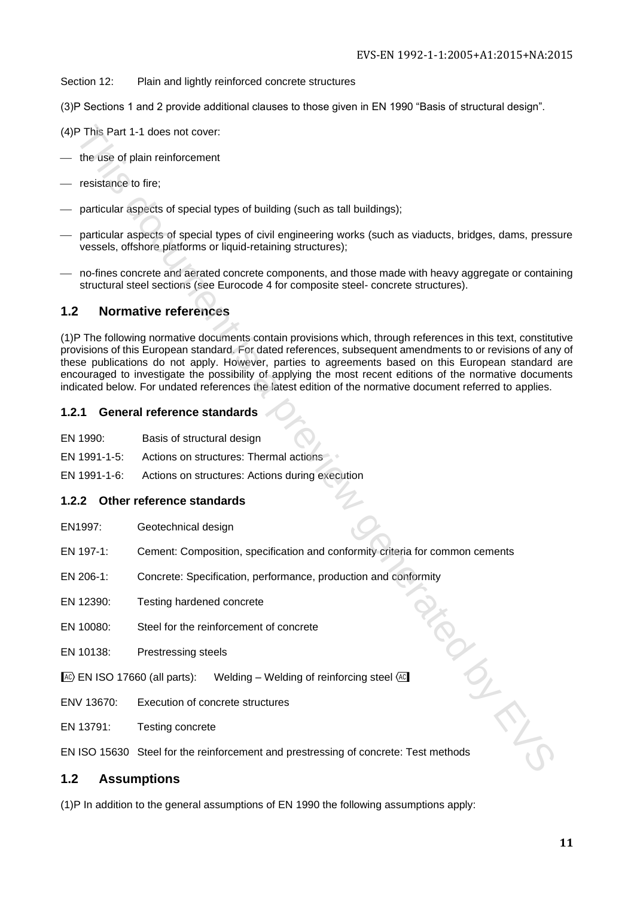Section 12: Plain and lightly reinforced concrete structures

(3)P Sections 1 and 2 provide additional clauses to those given in EN 1990 “Basis of structural design”.

(4)P This Part 1-1 does not cover:

- the use of plain reinforcement
- resistance to fire;
- particular aspects of special types of building (such as tall buildings);
- particular aspects of special types of civil engineering works (such as viaducts, bridges, dams, pressure vessels, offshore platforms or liquid-retaining structures);
- no-fines concrete and aerated concrete components, and those made with heavy aggregate or containing structural steel sections (see Eurocode 4 for composite steel- concrete structures).

## 1.2 Normative references

(1)P The following normative documents contain provisions which, through references in this text, constitutive provisions of this European standard. For dated references, subsequent amendments to or revisions of any of these publications do not apply. However, parties to agreements based on this European standard are encouraged to investigate the possibility of applying the most recent editions of the normative documents indicated below. For undated references the latest edition of the normative document referred to applies.

### 1.2.1 General reference standards

EN 1990: Basis of structural design

EN 1991-1-5: Actions on structures: Thermal actions

EN 1991-1-6: Actions on structures: Actions during execution

### 1.2.2 Other reference standards

EN1997: Geotechnical design

EN 197-1: Cement: Composition, specification and conformity criteria for common cements

EN 206-1: Concrete: Specification, performance, production and conformity

EN 12390: Testing hardened concrete

EN 10080: Steel for the reinforcement of concrete

EN 10138: Prestressing steels

AC EN ISO 17660 (all parts): Welding – Welding of reinforcing steel AC

ENV 13670: Execution of concrete structures

EN 13791: Testing concrete

EN ISO 15630 Steel for the reinforcement and prestressing of concrete: Test methods

## 1.2 Assumptions

(1)P In addition to the general assumptions of EN 1990 the following assumptions apply: